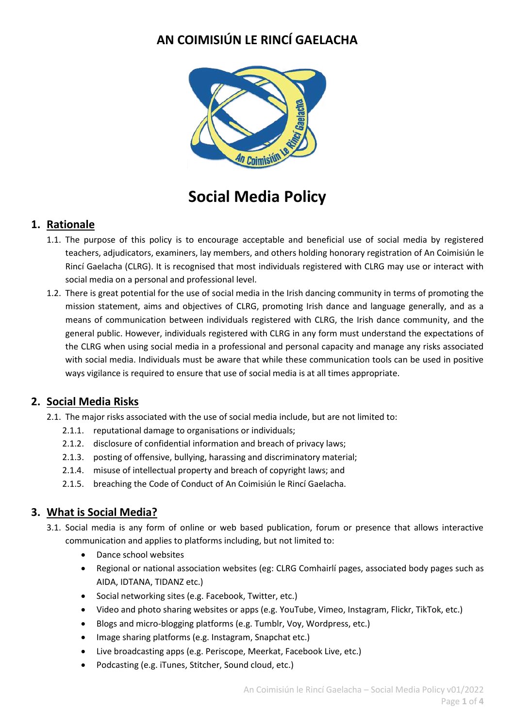# AN COIMISIÚN LE RINCÍ GAELACHA

# Social Media Policy

## 1. Rationale

1.1. The purpose of this policy is to encourage acceptable and beneficial use of social media by registered teachers, adjudicators, examiners, lay members, and others holding honorary registration of An Coimisiún le Rincí Gaelacha (CLRG). It is recognised that most individuals registered with CLRG may use or interact with social media on a personal and professional level.

1.2. There is great potential for the use of social media in the Irish dancing community in terms of promoting the mission statement, aims and objectives of CLRG, promoting Irish dance and language generally, and as a means of communication between individuals registered with CLRG, the Irish dance community, and the general public. However, individuals registered with CLRG in any form must understand the expectations of the CLRG when using social media in a professional and personal capacity and manage any risks associated with social media. Individuals must be aware that while these communication tools can be used in positive ways vigilance is required to ensure that use of social media is at all times appropriate.

## 2. Social Media Risks

2.1. The major risks associated with the use of social media include, but are not limited to:

2.1.1. reputational damage to organisations or individuals;

2.1.2. disclosure of confidential information and breach of privacy laws;

2.1.3. posting of offensive, bullying, harassing and discriminatory material;

2.1.4. misuse of intellectual property and breach of copyright laws; and

2.1.5. breaching the Code of Conduct of An Coimisiún le Rincí Gaelacha.

## 3. What is Social Media?

3.1. Social media is any form of online or web based publication, forum or presence that allows interactive communication and applies to platforms including, but not limited to:

- Dance school websites
- Regional or national association websites (eg: CLRG Comhairlí pages, associated body pages such as AIDA, IDTANA, TIDANZ etc.)
- Social networking sites (e.g. Facebook, Twitter, etc.)
- Video and photo sharing websites or apps (e.g. YouTube, Vimeo, Instagram, Flickr, TikTok, etc.)
- Blogs and micro-blogging platforms (e.g. Tumblr, Voy, Wordpress, etc.)
- Image sharing platforms (e.g. Instagram, Snapchat etc.)
- Live broadcasting apps (e.g. Periscope, Meerkat, Facebook Live, etc.)
- Podcasting (e.g. iTunes, Stitcher, Sound cloud, etc.)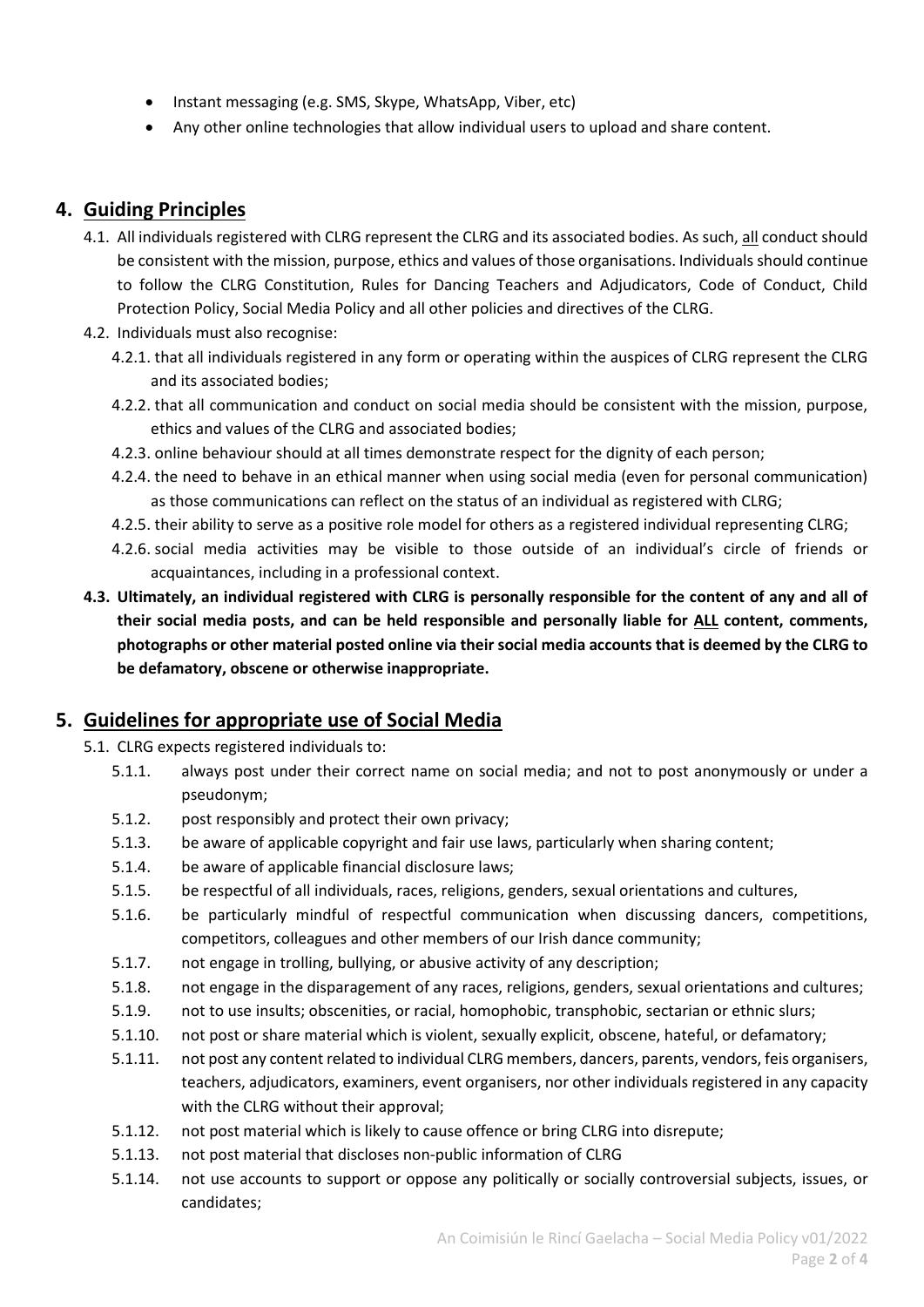- Instant messaging (e.g. SMS, Skype, WhatsApp, Viber, etc)
- Any other online technologies that allow individual users to upload and share content.

## 4. Guiding Principles

4.1. All individuals registered with CLRG represent the CLRG and its associated bodies. As such, all conduct should be consistent with the mission, purpose, ethics and values of those organisations. Individuals should continue to follow the CLRG Constitution, Rules for Dancing Teachers and Adjudicators, Code of Conduct, Child Protection Policy, Social Media Policy and all other policies and directives of the CLRG.

4.2. Individuals must also recognise:

4.2.1. that all individuals registered in any form or operating within the auspices of CLRG represent the CLRG and its associated bodies;

4.2.2. that all communication and conduct on social media should be consistent with the mission, purpose, ethics and values of the CLRG and associated bodies;

4.2.3. online behaviour should at all times demonstrate respect for the dignity of each person;

4.2.4. the need to behave in an ethical manner when using social media (even for personal communication) as those communications can reflect on the status of an individual as registered with CLRG;

4.2.5. their ability to serve as a positive role model for others as a registered individual representing CLRG;

4.2.6. social media activities may be visible to those outside of an individual's circle of friends or acquaintances, including in a professional context.

**4.3. Ultimately, an individual registered with CLRG is personally responsible for the content of any and all of their social media posts, and can be held responsible and personally liable for ALL content, comments, photographs or other material posted online via their social media accounts that is deemed by the CLRG to be defamatory, obscene or otherwise inappropriate.**

## 5. Guidelines for appropriate use of Social Media

5.1. CLRG expects registered individuals to:

5.1.1. always post under their correct name on social media; and not to post anonymously or under a pseudonym;

5.1.2. post responsibly and protect their own privacy;

5.1.3. be aware of applicable copyright and fair use laws, particularly when sharing content;

5.1.4. be aware of applicable financial disclosure laws;

5.1.5. be respectful of all individuals, races, religions, genders, sexual orientations and cultures,

5.1.6. be particularly mindful of respectful communication when discussing dancers, competitions, competitors, colleagues and other members of our Irish dance community;

5.1.7. not engage in trolling, bullying, or abusive activity of any description;

5.1.8. not engage in the disparagement of any races, religions, genders, sexual orientations and cultures;

5.1.9. not to use insults; obscenities, or racial, homophobic, transphobic, sectarian or ethnic slurs;

5.1.10. not post or share material which is violent, sexually explicit, obscene, hateful, or defamatory;

5.1.11. not post any content related to individual CLRG members, dancers, parents, vendors, feis organisers, teachers, adjudicators, examiners, event organisers, nor other individuals registered in any capacity with the CLRG without their approval;

5.1.12. not post material which is likely to cause offence or bring CLRG into disrepute;

5.1.13. not post material that discloses non-public information of CLRG

5.1.14. not use accounts to support or oppose any politically or socially controversial subjects, issues, or candidates;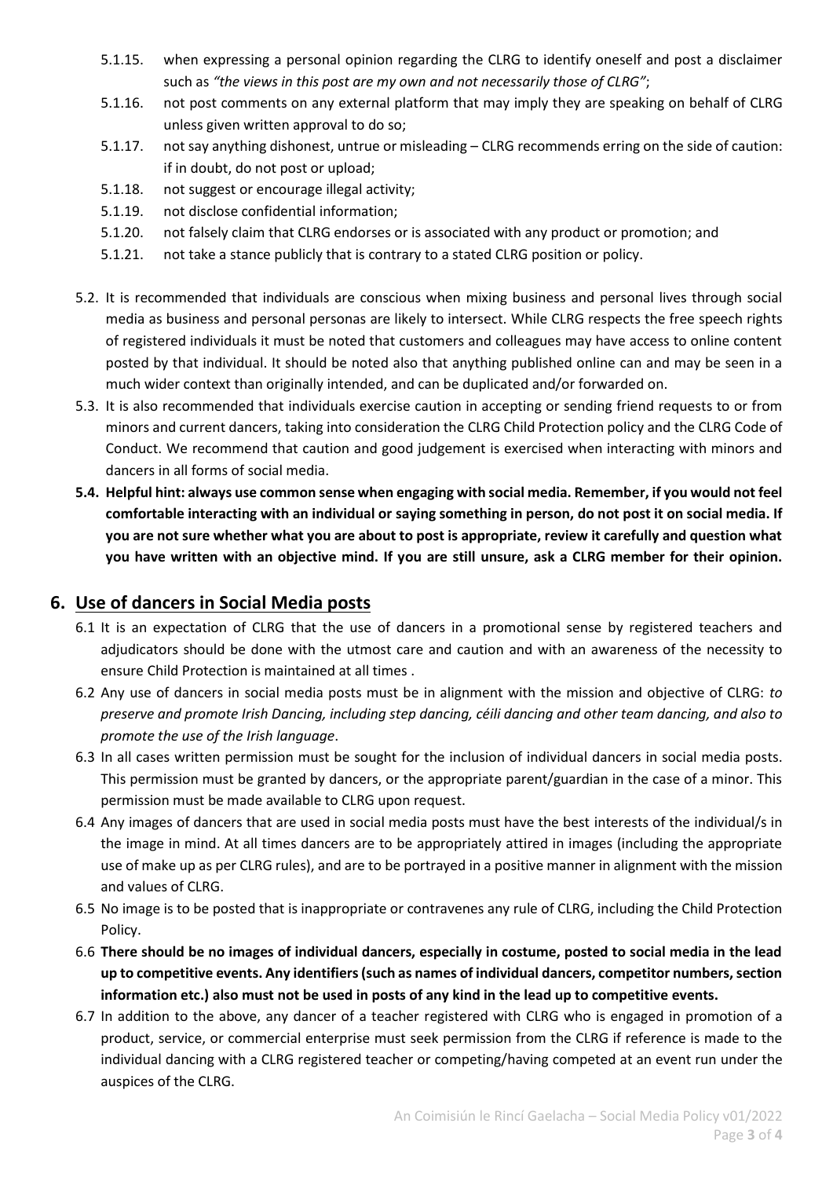5.1.15. when expressing a personal opinion regarding the CLRG to identify oneself and post a disclaimer such as *"the views in this post are my own and not necessarily those of CLRG"*;

5.1.16. not post comments on any external platform that may imply they are speaking on behalf of CLRG unless given written approval to do so;

5.1.17. not say anything dishonest, untrue or misleading – CLRG recommends erring on the side of caution: if in doubt, do not post or upload;

5.1.18. not suggest or encourage illegal activity;

5.1.19. not disclose confidential information;

5.1.20. not falsely claim that CLRG endorses or is associated with any product or promotion; and

5.1.21. not take a stance publicly that is contrary to a stated CLRG position or policy.

5.2. It is recommended that individuals are conscious when mixing business and personal lives through social media as business and personal personas are likely to intersect. While CLRG respects the free speech rights of registered individuals it must be noted that customers and colleagues may have access to online content posted by that individual. It should be noted also that anything published online can and may be seen in a much wider context than originally intended, and can be duplicated and/or forwarded on.

5.3. It is also recommended that individuals exercise caution in accepting or sending friend requests to or from minors and current dancers, taking into consideration the CLRG Child Protection policy and the CLRG Code of Conduct. We recommend that caution and good judgement is exercised when interacting with minors and dancers in all forms of social media.

**5.4. Helpful hint: always use common sense when engaging with social media. Remember, if you would not feel comfortable interacting with an individual or saying something in person, do not post it on social media. If you are not sure whether what you are about to post is appropriate, review it carefully and question what you have written with an objective mind. If you are still unsure, ask a CLRG member for their opinion.**

## 6. Use of dancers in Social Media posts

6.1 It is an expectation of CLRG that the use of dancers in a promotional sense by registered teachers and adjudicators should be done with the utmost care and caution and with an awareness of the necessity to ensure Child Protection is maintained at all times .

6.2 Any use of dancers in social media posts must be in alignment with the mission and objective of CLRG: *to preserve and promote Irish Dancing, including step dancing, céili dancing and other team dancing, and also to promote the use of the Irish language*.

6.3 In all cases written permission must be sought for the inclusion of individual dancers in social media posts. This permission must be granted by dancers, or the appropriate parent/guardian in the case of a minor. This permission must be made available to CLRG upon request.

6.4 Any images of dancers that are used in social media posts must have the best interests of the individual/s in the image in mind. At all times dancers are to be appropriately attired in images (including the appropriate use of make up as per CLRG rules), and are to be portrayed in a positive manner in alignment with the mission and values of CLRG.

6.5 No image is to be posted that is inappropriate or contravenes any rule of CLRG, including the Child Protection Policy.

6.6 **There should be no images of individual dancers, especially in costume, posted to social media in the lead up to competitive events. Any identifiers (such as names of individual dancers, competitor numbers, section information etc.) also must not be used in posts of any kind in the lead up to competitive events.**

6.7 In addition to the above, any dancer of a teacher registered with CLRG who is engaged in promotion of a product, service, or commercial enterprise must seek permission from the CLRG if reference is made to the individual dancing with a CLRG registered teacher or competing/having competed at an event run under the auspices of the CLRG.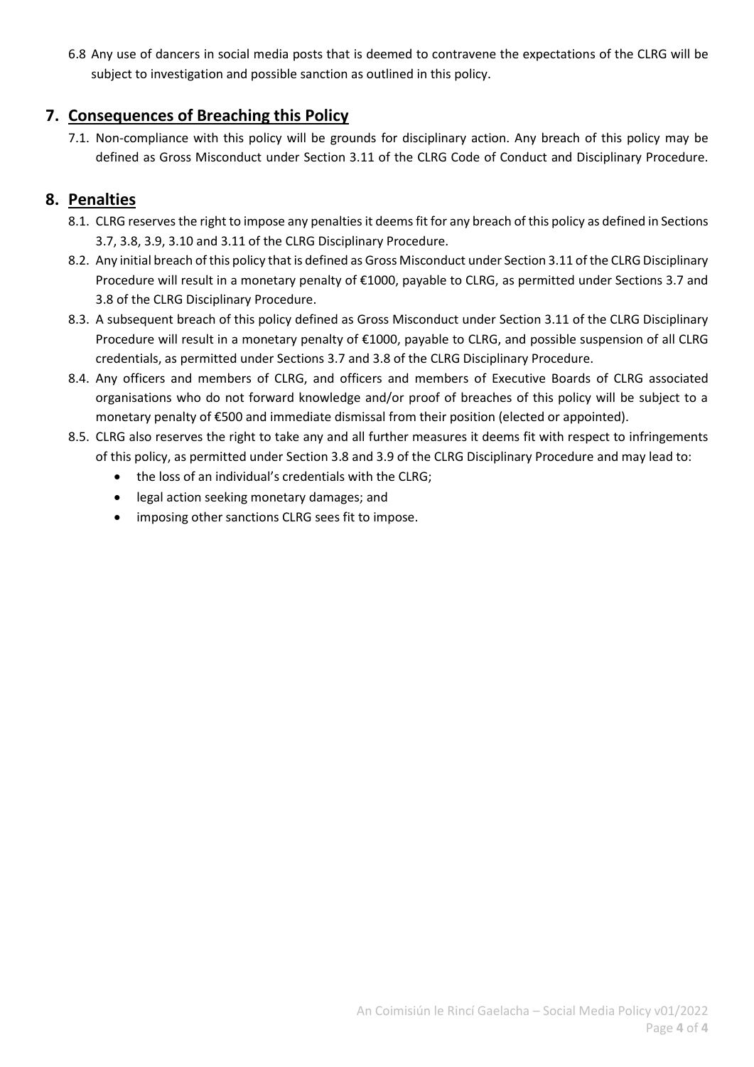6.8 Any use of dancers in social media posts that is deemed to contravene the expectations of the CLRG will be subject to investigation and possible sanction as outlined in this policy.

## 7. Consequences of Breaching this Policy

7.1. Non-compliance with this policy will be grounds for disciplinary action. Any breach of this policy may be defined as Gross Misconduct under Section 3.11 of the CLRG Code of Conduct and Disciplinary Procedure.

## 8. Penalties

8.1. CLRG reserves the right to impose any penalties it deems fit for any breach of this policy as defined in Sections 3.7, 3.8, 3.9, 3.10 and 3.11 of the CLRG Disciplinary Procedure.

8.2. Any initial breach of this policy that is defined as Gross Misconduct under Section 3.11 of the CLRG Disciplinary Procedure will result in a monetary penalty of €1000, payable to CLRG, as permitted under Sections 3.7 and 3.8 of the CLRG Disciplinary Procedure.

8.3. A subsequent breach of this policy defined as Gross Misconduct under Section 3.11 of the CLRG Disciplinary Procedure will result in a monetary penalty of €1000, payable to CLRG, and possible suspension of all CLRG credentials, as permitted under Sections 3.7 and 3.8 of the CLRG Disciplinary Procedure.

8.4. Any officers and members of CLRG, and officers and members of Executive Boards of CLRG associated organisations who do not forward knowledge and/or proof of breaches of this policy will be subject to a monetary penalty of €500 and immediate dismissal from their position (elected or appointed).

8.5. CLRG also reserves the right to take any and all further measures it deems fit with respect to infringements of this policy, as permitted under Section 3.8 and 3.9 of the CLRG Disciplinary Procedure and may lead to:

- the loss of an individual's credentials with the CLRG;
- legal action seeking monetary damages; and
- imposing other sanctions CLRG sees fit to impose.